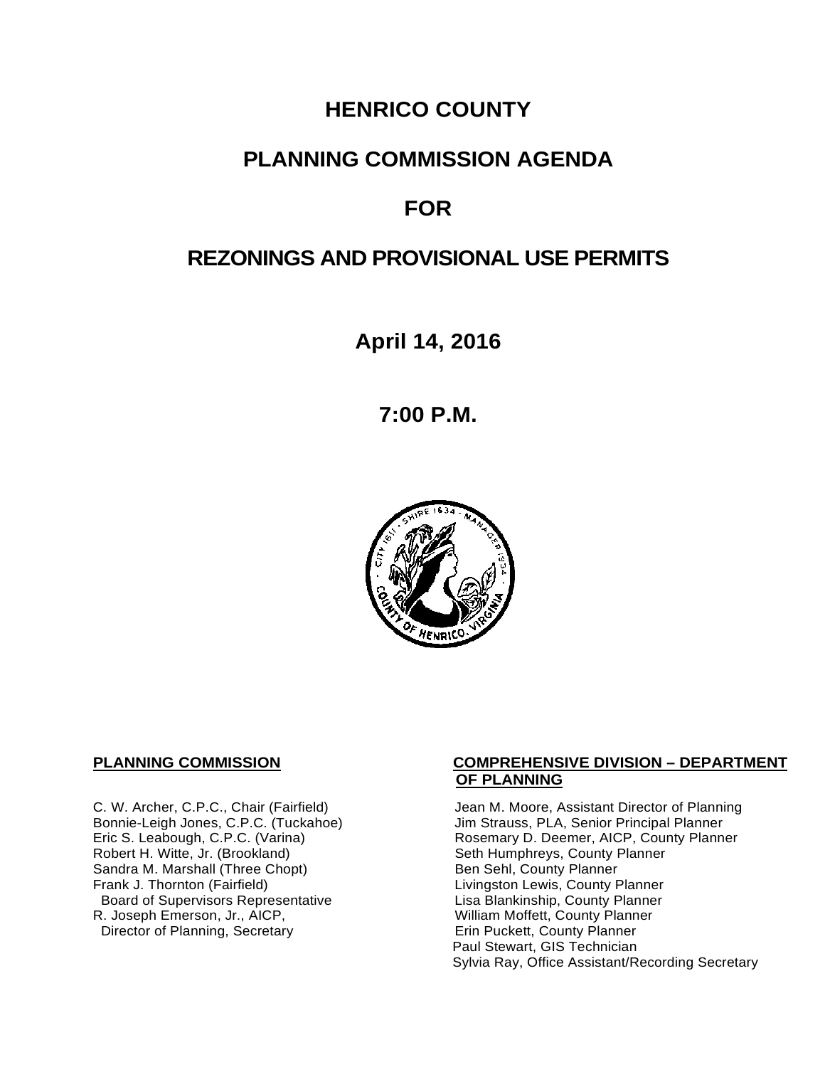# HENRICO COUNTY

# PLANNING COMMISSION AGENDA

# FOR

# REZONINGS AND PROVISIONAL USE PERMITS

## April 14, 2016

## 7:00 P.M.

**PLANNING COMMISSION**

C. W. Archer, C.P.C., Chair (Fairfield)
Bonnie-Leigh Jones, C.P.C. (Tuckahoe)
Eric S. Leabough, C.P.C. (Varina)
Robert H. Witte, Jr. (Brookland)
Sandra M. Marshall (Three Chopt)
Frank J. Thornton (Fairfield)
Board of Supervisors Representative
R. Joseph Emerson, Jr., AICP,
Director of Planning, Secretary

**COMPREHENSIVE DIVISION – DEPARTMENT OF PLANNING**

Jean M. Moore, Assistant Director of Planning
Jim Strauss, PLA, Senior Principal Planner
Rosemary D. Deemer, AICP, County Planner
Seth Humphreys, County Planner
Ben Sehl, County Planner
Livingston Lewis, County Planner
Lisa Blankinship, County Planner
William Moffett, County Planner
Erin Puckett, County Planner
Paul Stewart, GIS Technician
Sylvia Ray, Office Assistant/Recording Secretary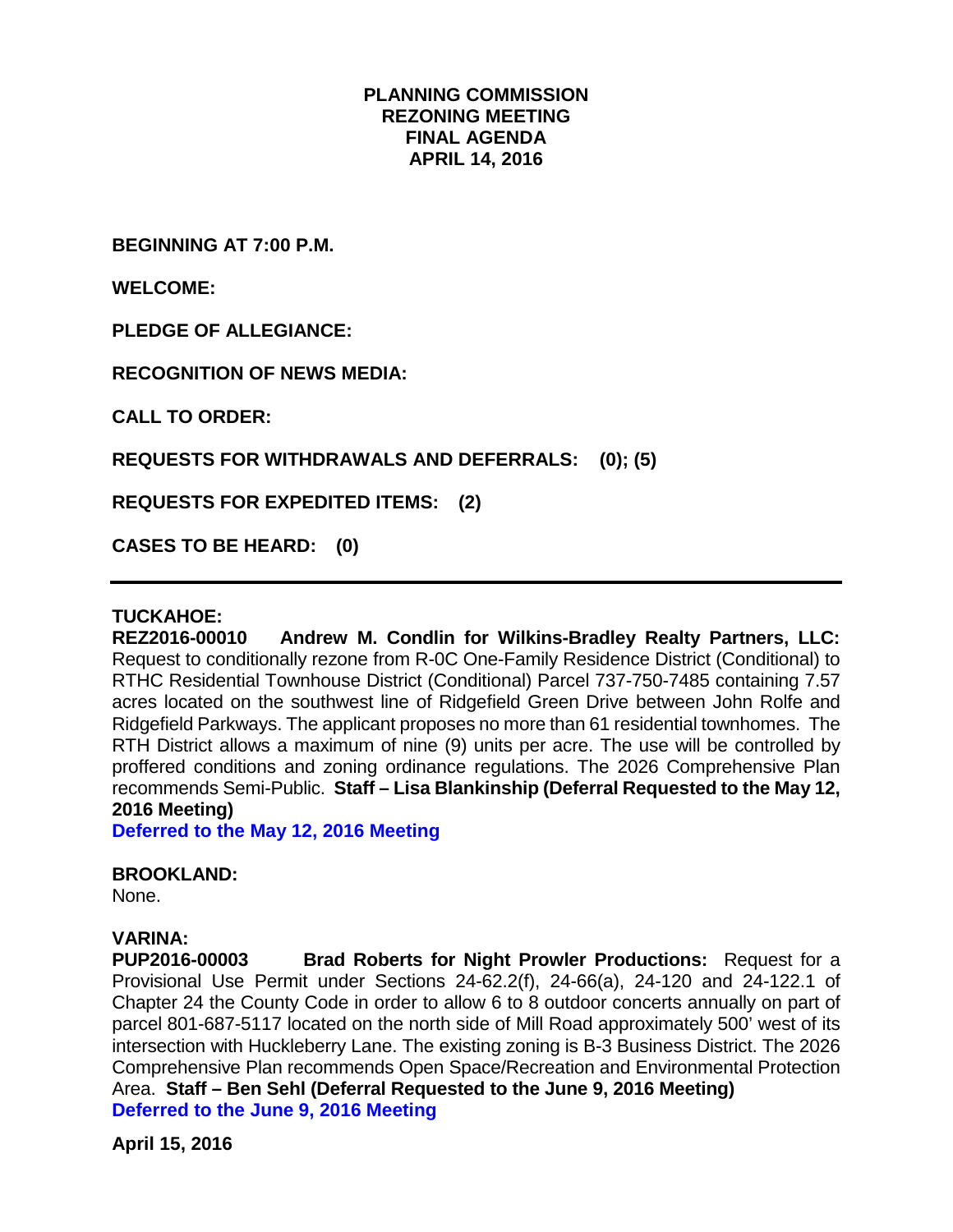# PLANNING COMMISSION
# REZONING MEETING
# FINAL AGENDA
# APRIL 14, 2016

**BEGINNING AT 7:00 P.M.**

**WELCOME:**

**PLEDGE OF ALLEGIANCE:**

**RECOGNITION OF NEWS MEDIA:**

**CALL TO ORDER:**

**REQUESTS FOR WITHDRAWALS AND DEFERRALS: (0); (5)**

**REQUESTS FOR EXPEDITED ITEMS: (2)**

**CASES TO BE HEARD: (0)**

---

**TUCKAHOE:**

**REZ2016-00010 Andrew M. Condlin for Wilkins-Bradley Realty Partners, LLC:** Request to conditionally rezone from R-0C One-Family Residence District (Conditional) to RTHC Residential Townhouse District (Conditional) Parcel 737-750-7485 containing 7.57 acres located on the southwest line of Ridgefield Green Drive between John Rolfe and Ridgefield Parkways. The applicant proposes no more than 61 residential townhomes. The RTH District allows a maximum of nine (9) units per acre. The use will be controlled by proffered conditions and zoning ordinance regulations. The 2026 Comprehensive Plan recommends Semi-Public. **Staff – Lisa Blankinship (Deferral Requested to the May 12, 2016 Meeting)**

**Deferred to the May 12, 2016 Meeting**

**BROOKLAND:**

None.

**VARINA:**

**PUP2016-00003 Brad Roberts for Night Prowler Productions:** Request for a Provisional Use Permit under Sections 24-62.2(f), 24-66(a), 24-120 and 24-122.1 of Chapter 24 the County Code in order to allow 6 to 8 outdoor concerts annually on part of parcel 801-687-5117 located on the north side of Mill Road approximately 500' west of its intersection with Huckleberry Lane. The existing zoning is B-3 Business District. The 2026 Comprehensive Plan recommends Open Space/Recreation and Environmental Protection Area. **Staff – Ben Sehl (Deferral Requested to the June 9, 2016 Meeting)**

**Deferred to the June 9, 2016 Meeting**

**April 15, 2016**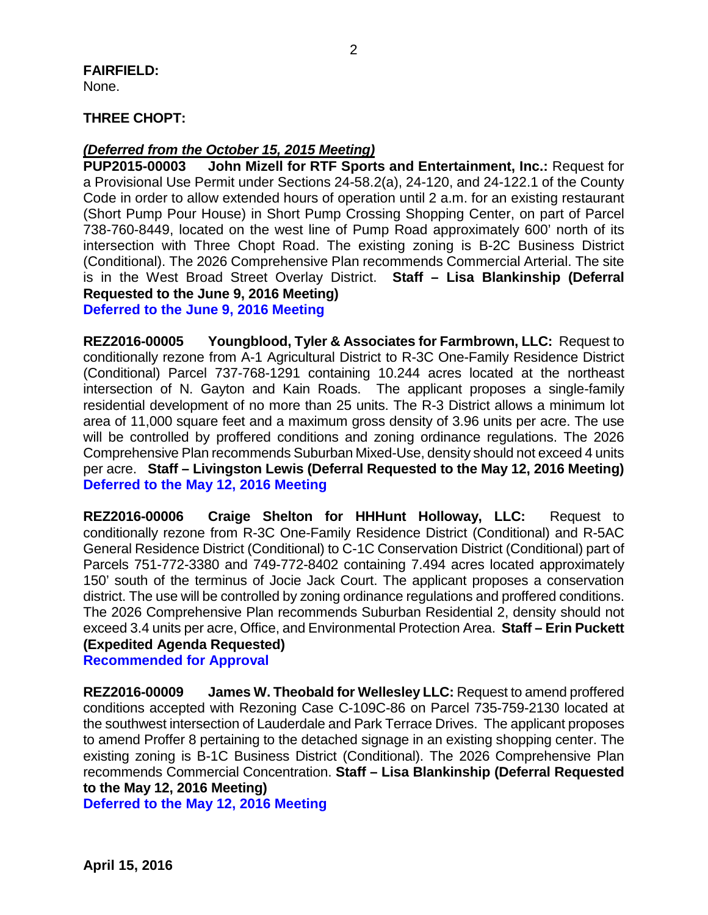**FAIRFIELD:**
None.

**THREE CHOPT:**

***(Deferred from the October 15, 2015 Meeting)***

**PUP2015-00003 John Mizell for RTF Sports and Entertainment, Inc.:** Request for a Provisional Use Permit under Sections 24-58.2(a), 24-120, and 24-122.1 of the County Code in order to allow extended hours of operation until 2 a.m. for an existing restaurant (Short Pump Pour House) in Short Pump Crossing Shopping Center, on part of Parcel 738-760-8449, located on the west line of Pump Road approximately 600' north of its intersection with Three Chopt Road. The existing zoning is B-2C Business District (Conditional). The 2026 Comprehensive Plan recommends Commercial Arterial. The site is in the West Broad Street Overlay District. **Staff – Lisa Blankinship (Deferral Requested to the June 9, 2016 Meeting)**
**Deferred to the June 9, 2016 Meeting**

**REZ2016-00005 Youngblood, Tyler & Associates for Farmbrown, LLC:** Request to conditionally rezone from A-1 Agricultural District to R-3C One-Family Residence District (Conditional) Parcel 737-768-1291 containing 10.244 acres located at the northeast intersection of N. Gayton and Kain Roads. The applicant proposes a single-family residential development of no more than 25 units. The R-3 District allows a minimum lot area of 11,000 square feet and a maximum gross density of 3.96 units per acre. The use will be controlled by proffered conditions and zoning ordinance regulations. The 2026 Comprehensive Plan recommends Suburban Mixed-Use, density should not exceed 4 units per acre. **Staff – Livingston Lewis (Deferral Requested to the May 12, 2016 Meeting)**
**Deferred to the May 12, 2016 Meeting**

**REZ2016-00006 Craige Shelton for HHHunt Holloway, LLC:** Request to conditionally rezone from R-3C One-Family Residence District (Conditional) and R-5AC General Residence District (Conditional) to C-1C Conservation District (Conditional) part of Parcels 751-772-3380 and 749-772-8402 containing 7.494 acres located approximately 150' south of the terminus of Jocie Jack Court. The applicant proposes a conservation district. The use will be controlled by zoning ordinance regulations and proffered conditions. The 2026 Comprehensive Plan recommends Suburban Residential 2, density should not exceed 3.4 units per acre, Office, and Environmental Protection Area. **Staff – Erin Puckett (Expedited Agenda Requested)**
**Recommended for Approval**

**REZ2016-00009 James W. Theobald for Wellesley LLC:** Request to amend proffered conditions accepted with Rezoning Case C-109C-86 on Parcel 735-759-2130 located at the southwest intersection of Lauderdale and Park Terrace Drives. The applicant proposes to amend Proffer 8 pertaining to the detached signage in an existing shopping center. The existing zoning is B-1C Business District (Conditional). The 2026 Comprehensive Plan recommends Commercial Concentration. **Staff – Lisa Blankinship (Deferral Requested to the May 12, 2016 Meeting)**
**Deferred to the May 12, 2016 Meeting**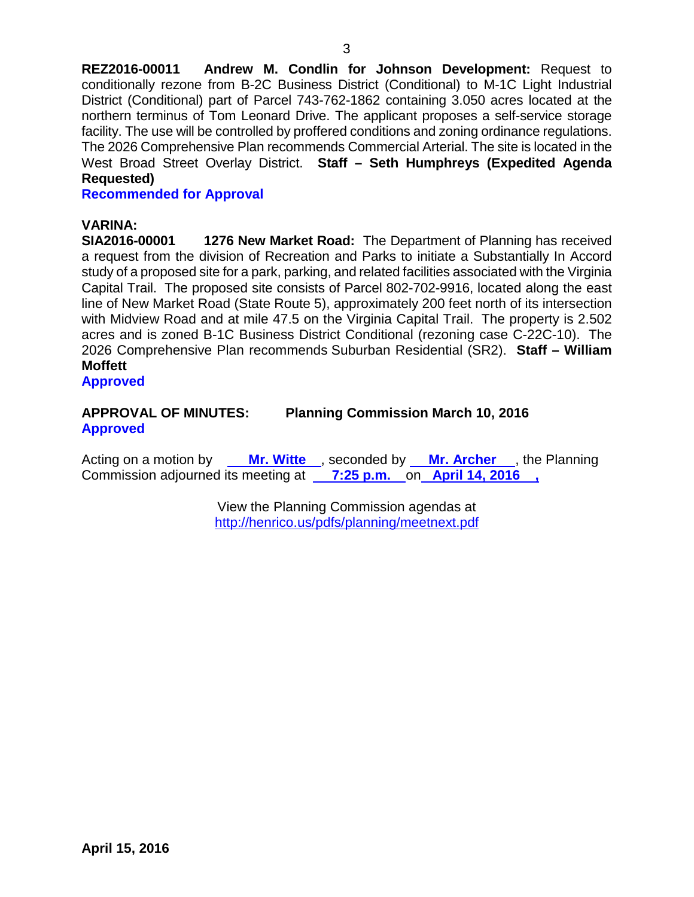**REZ2016-00011 Andrew M. Condlin for Johnson Development:** Request to conditionally rezone from B-2C Business District (Conditional) to M-1C Light Industrial District (Conditional) part of Parcel 743-762-1862 containing 3.050 acres located at the northern terminus of Tom Leonard Drive. The applicant proposes a self-service storage facility. The use will be controlled by proffered conditions and zoning ordinance regulations. The 2026 Comprehensive Plan recommends Commercial Arterial. The site is located in the West Broad Street Overlay District. **Staff – Seth Humphreys (Expedited Agenda Requested)**
**Recommended for Approval**

**VARINA:**
**SIA2016-00001 1276 New Market Road:** The Department of Planning has received a request from the division of Recreation and Parks to initiate a Substantially In Accord study of a proposed site for a park, parking, and related facilities associated with the Virginia Capital Trail. The proposed site consists of Parcel 802-702-9916, located along the east line of New Market Road (State Route 5), approximately 200 feet north of its intersection with Midview Road and at mile 47.5 on the Virginia Capital Trail. The property is 2.502 acres and is zoned B-1C Business District Conditional (rezoning case C-22C-10). The 2026 Comprehensive Plan recommends Suburban Residential (SR2). **Staff – William Moffett**
**Approved**

**APPROVAL OF MINUTES: Planning Commission March 10, 2016**
**Approved**

Acting on a motion by **Mr. Witte**, seconded by **Mr. Archer**, the Planning Commission adjourned its meeting at **7:25 p.m.** on **April 14, 2016**,

View the Planning Commission agendas at
http://henrico.us/pdfs/planning/meetnext.pdf

**April 15, 2016**